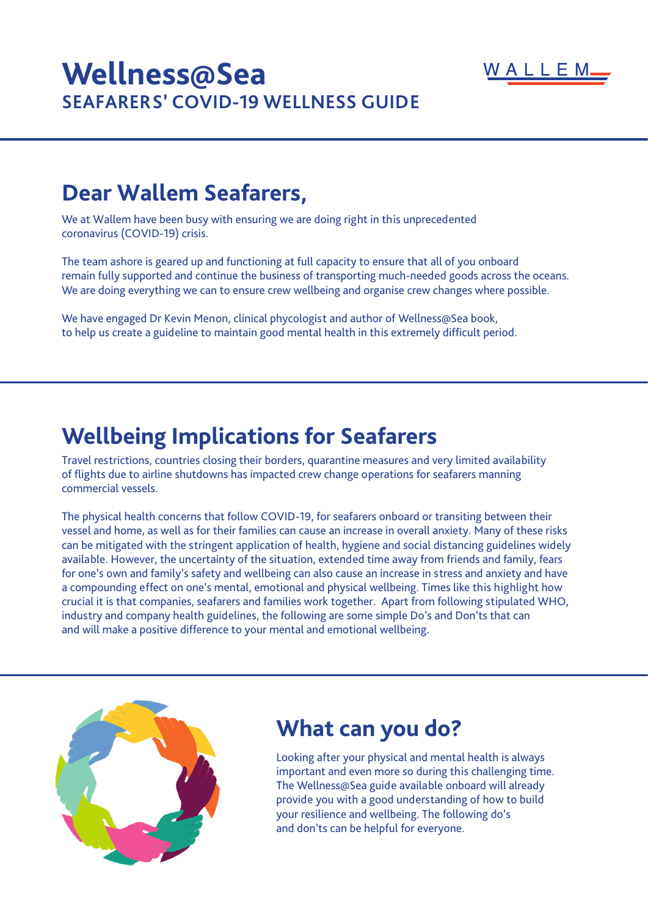# Wellness@Sea
## SEAFARERS' COVID-19 WELLNESS GUIDE

WALLEM

## Dear Wallem Seafarers,

We at Wallem have been busy with ensuring we are doing right in this unprecedented coronavirus (COVID-19) crisis.

The team ashore is geared up and functioning at full capacity to ensure that all of you onboard remain fully supported and continue the business of transporting much-needed goods across the oceans. We are doing everything we can to ensure crew wellbeing and organise crew changes where possible.

We have engaged Dr Kevin Menon, clinical phycologist and author of Wellness@Sea book, to help us create a guideline to maintain good mental health in this extremely difficult period.

## Wellbeing Implications for Seafarers

Travel restrictions, countries closing their borders, quarantine measures and very limited availability of flights due to airline shutdowns has impacted crew change operations for seafarers manning commercial vessels.

The physical health concerns that follow COVID-19, for seafarers onboard or transiting between their vessel and home, as well as for their families can cause an increase in overall anxiety. Many of these risks can be mitigated with the stringent application of health, hygiene and social distancing guidelines widely available. However, the uncertainty of the situation, extended time away from friends and family, fears for one's own and family's safety and wellbeing can also cause an increase in stress and anxiety and have a compounding effect on one's mental, emotional and physical wellbeing. Times like this highlight how crucial it is that companies, seafarers and families work together. Apart from following stipulated WHO, industry and company health guidelines, the following are some simple Do's and Don'ts that can and will make a positive difference to your mental and emotional wellbeing.

## What can you do?

Looking after your physical and mental health is always important and even more so during this challenging time. The Wellness@Sea guide available onboard will already provide you with a good understanding of how to build your resilience and wellbeing. The following do's and don't can be helpful for everyone.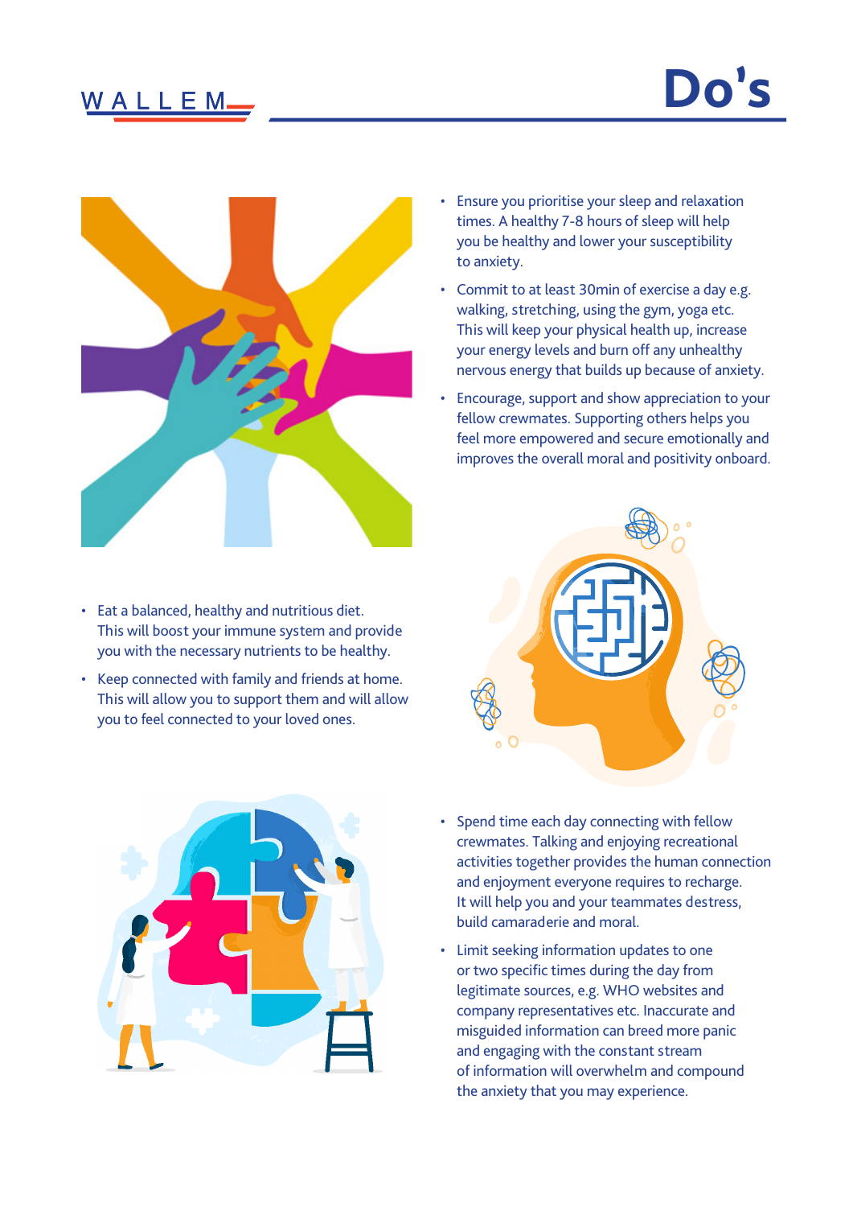# Do's

- Ensure you prioritise your sleep and relaxation times. A healthy 7-8 hours of sleep will help you be healthy and lower your susceptibility to anxiety.
- Commit to at least 30min of exercise a day e.g. walking, stretching, using the gym, yoga etc. This will keep your physical health up, increase your energy levels and burn off any unhealthy nervous energy that builds up because of anxiety.
- Encourage, support and show appreciation to your fellow crewmates. Supporting others helps you feel more empowered and secure emotionally and improves the overall moral and positivity onboard.
- Eat a balanced, healthy and nutritious diet. This will boost your immune system and provide you with the necessary nutrients to be healthy.
- Keep connected with family and friends at home. This will allow you to support them and will allow you to feel connected to your loved ones.
- Spend time each day connecting with fellow crewmates. Talking and enjoying recreational activities together provides the human connection and enjoyment everyone requires to recharge. It will help you and your teammates destress, build camaraderie and moral.
- Limit seeking information updates to one or two specific times during the day from legitimate sources, e.g. WHO websites and company representatives etc. Inaccurate and misguided information can breed more panic and engaging with the constant stream of information will overwhelm and compound the anxiety that you may experience.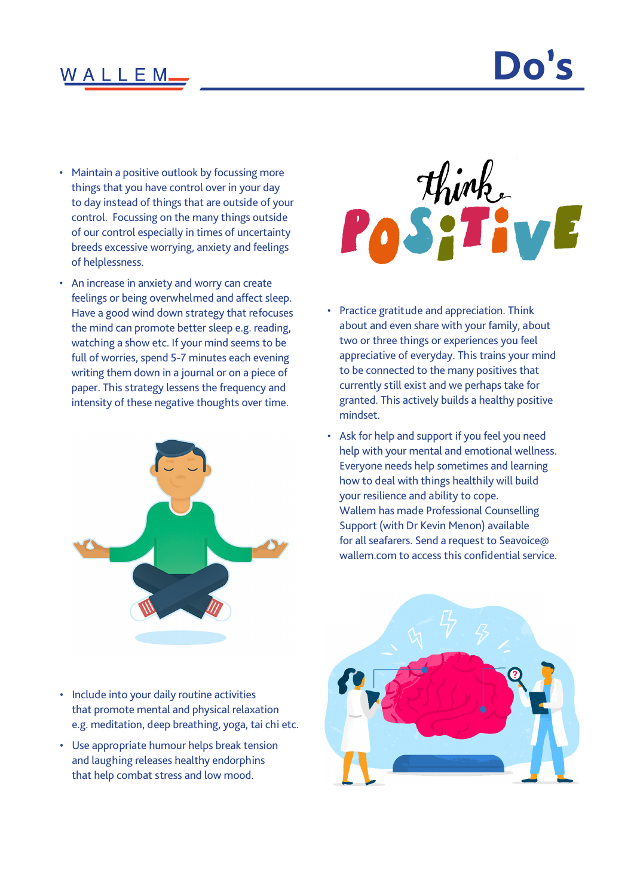# Do's

- Maintain a positive outlook by focussing more things that you have control over in your day to day instead of things that are outside of your control. Focussing on the many things outside of our control especially in times of uncertainty breeds excessive worrying, anxiety and feelings of helplessness.
- An increase in anxiety and worry can create feelings or being overwhelmed and affect sleep. Have a good wind down strategy that refocuses the mind can promote better sleep e.g. reading, watching a show etc. If your mind seems to be full of worries, spend 5-7 minutes each evening writing them down in a journal or on a piece of paper. This strategy lessens the frequency and intensity of these negative thoughts over time.
- Include into your daily routine activities that promote mental and physical relaxation e.g. meditation, deep breathing, yoga, tai chi etc.
- Use appropriate humour helps break tension and laughing releases healthy endorphins that help combat stress and low mood.
- Practice gratitude and appreciation. Think about and even share with your family, about two or three things or experiences you feel appreciative of everyday. This trains your mind to be connected to the many positives that currently still exist and we perhaps take for granted. This actively builds a healthy positive mindset.
- Ask for help and support if you feel you need help with your mental and emotional wellness. Everyone needs help sometimes and learning how to deal with things healthily will build your resilience and ability to cope. Wallem has made Professional Counselling Support (with Dr Kevin Menon) available for all seafarers. Send a request to Seavoice@wallem.com to access this confidential service.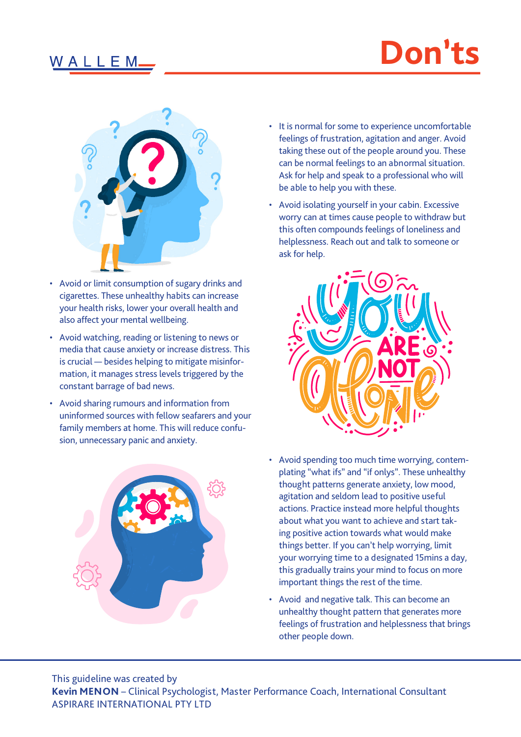WALLEM

# Don'ts

- Avoid or limit consumption of sugary drinks and cigarettes. These unhealthy habits can increase your health risks, lower your overall health and also affect your mental wellbeing.
- Avoid watching, reading or listening to news or media that cause anxiety or increase distress. This is crucial — besides helping to mitigate misinformation, it manages stress levels triggered by the constant barrage of bad news.
- Avoid sharing rumours and information from uninformed sources with fellow seafarers and your family members at home. This will reduce confusion, unnecessary panic and anxiety.
- It is normal for some to experience uncomfortable feelings of frustration, agitation and anger. Avoid taking these out of the people around you. These can be normal feelings to an abnormal situation. Ask for help and speak to a professional who will be able to help you with these.
- Avoid isolating yourself in your cabin. Excessive worry can at times cause people to withdraw but this often compounds feelings of loneliness and helplessness. Reach out and talk to someone or ask for help.
- Avoid spending too much time worrying, contemplating "what ifs" and "if onlys". These unhealthy thought patterns generate anxiety, low mood, agitation and seldom lead to positive useful actions. Practice instead more helpful thoughts about what you want to achieve and start taking positive action towards what would make things better. If you can't help worrying, limit your worrying time to a designated 15mins a day, this gradually trains your mind to focus on more important things the rest of the time.
- Avoid  and negative talk. This can become an unhealthy thought pattern that generates more feelings of frustration and helplessness that brings other people down.

This guideline was created by
**Kevin MENON** – Clinical Psychologist, Master Performance Coach, International Consultant
ASPIRARE INTERNATIONAL PTY LTD